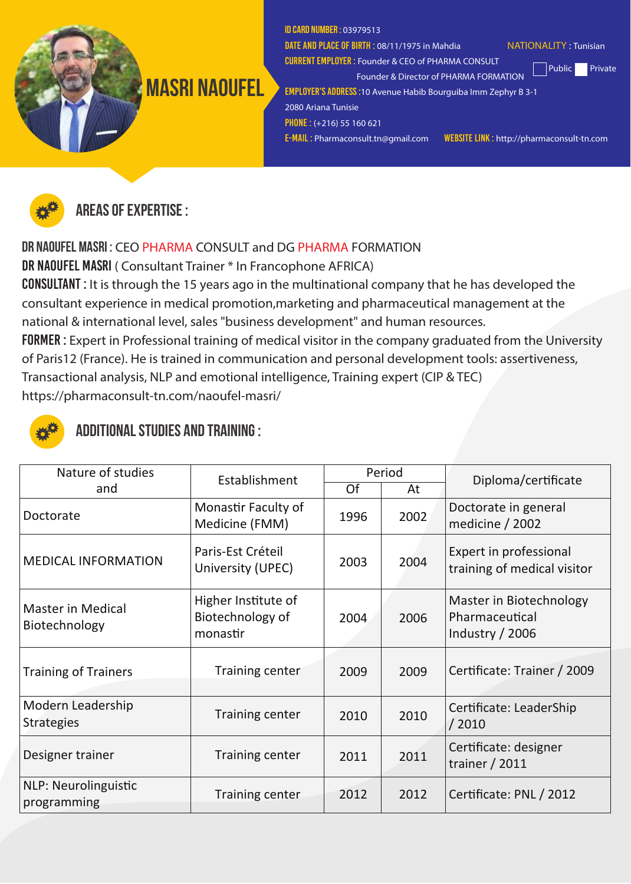# MASRI NAOUFEL

**ID CARD NUMBER :** 03979513
**DATE AND PLACE OF BIRTH :** 08/11/1975 in Mahdia
**NATIONALITY :** Tunisian
**CURRENT EMPLOYER :** Founder & CEO of PHARMA CONSULT
Founder & Director of PHARMA FORMATION
☐ Public ☐ Private
**EMPLOYER'S ADDRESS :** 10 Avenue Habib Bourguiba Imm Zephyr B 3-1
2080 Ariana Tunisie
**PHONE :** (+216) 55 160 621
**E-MAIL :** Pharmaconsult.tn@gmail.com
**WEBSITE LINK :** http://pharmaconsult-tn.com

## AREAS OF EXPERTISE :

**DR NAOUFEL MASRI :** CEO PHARMA CONSULT and DG PHARMA FORMATION
**DR NAOUFEL MASRI** ( Consultant Trainer * In Francophone AFRICA)
**CONSULTANT :** It is through the 15 years ago in the multinational company that he has developed the consultant experience in medical promotion,marketing and pharmaceutical management at the national & international level, sales "business development" and human resources.
**FORMER :** Expert in Professional training of medical visitor in the company graduated from the University of Paris12 (France). He is trained in communication and personal development tools: assertiveness, Transactional analysis, NLP and emotional intelligence, Training expert (CIP & TEC)
https://pharmaconsult-tn.com/naoufel-masri/

## ADDITIONAL STUDIES AND TRAINING :

| Nature of studies and | Establishment | Period | | Diploma/certificate |
|---|---|---|---|---|
| | | Of | At | |
| Doctorate | Monastir Faculty of Medicine (FMM) | 1996 | 2002 | Doctorate in general medicine / 2002 |
| MEDICAL INFORMATION | Paris-Est Créteil University (UPEC) | 2003 | 2004 | Expert in professional training of medical visitor |
| Master in Medical Biotechnology | Higher Institute of Biotechnology of monastir | 2004 | 2006 | Master in Biotechnology Pharmaceutical Industry / 2006 |
| Training of Trainers | Training center | 2009 | 2009 | Certificate: Trainer / 2009 |
| Modern Leadership Strategies | Training center | 2010 | 2010 | Certificate: LeaderShip / 2010 |
| Designer trainer | Training center | 2011 | 2011 | Certificate: designer trainer / 2011 |
| NLP: Neurolinguistic programming | Training center | 2012 | 2012 | Certificate: PNL / 2012 |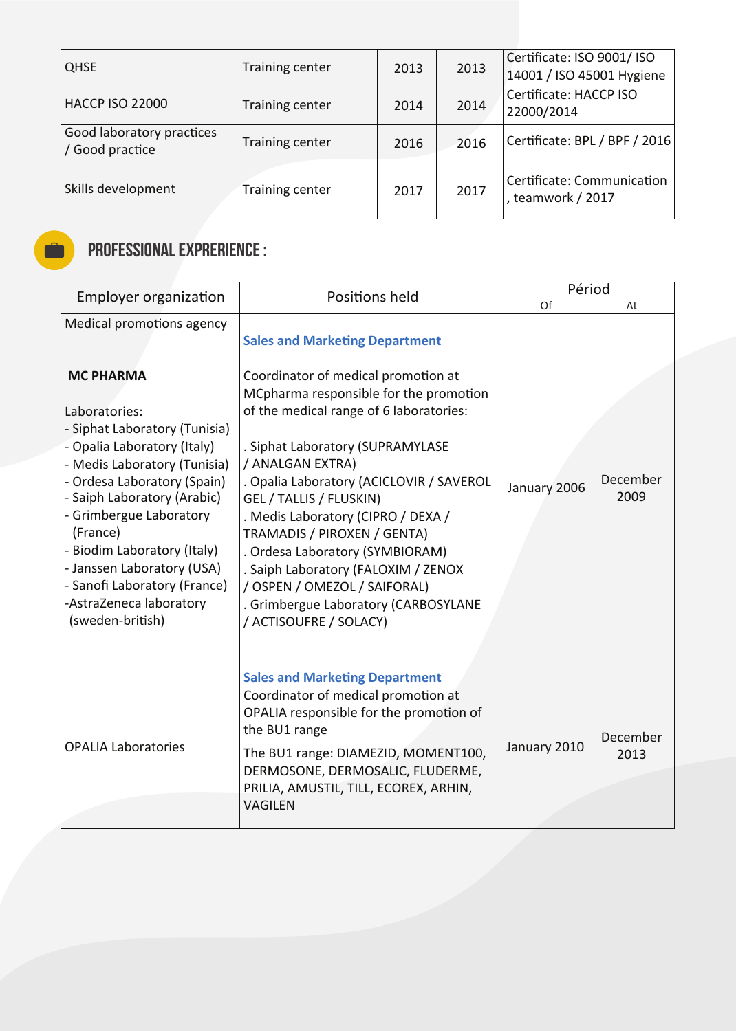| QHSE | Training center | 2013 | 2013 | Certificate: ISO 9001/ ISO 14001 / ISO 45001 Hygiene |
|---|---|---|---|---|
| HACCP ISO 22000 | Training center | 2014 | 2014 | Certificate: HACCP ISO 22000/2014 |
| Good laboratory practices / Good practice | Training center | 2016 | 2016 | Certificate: BPL / BPF / 2016 |
| Skills development | Training center | 2017 | 2017 | Certificate: Communication , teamwork / 2017 |

## PROFESSIONAL EXPRERIENCE :

| Employer organization | Positions held | Périod | |
|---|---|---|---|
| | | Of | At |
| Medical promotions agency<br><br>**MC PHARMA**<br><br>Laboratories:<br>- Siphat Laboratory (Tunisia)<br>- Opalia Laboratory (Italy)<br>- Medis Laboratory (Tunisia)<br>- Ordesa Laboratory (Spain)<br>- Saiph Laboratory (Arabic)<br>- Grimbergue Laboratory (France)<br>- Biodim Laboratory (Italy)<br>- Janssen Laboratory (USA)<br>- Sanofi Laboratory (France)<br>-AstraZeneca laboratory (sweden-british) | **Sales and Marketing Department**<br><br>Coordinator of medical promotion at MCpharma responsible for the promotion of the medical range of 6 laboratories:<br><br>. Siphat Laboratory (SUPRAMYLASE / ANALGAN EXTRA)<br>. Opalia Laboratory (ACICLOVIR / SAVEROL GEL / TALLIS / FLUSKIN)<br>. Medis Laboratory (CIPRO / DEXA / TRAMADIS / PIROXEN / GENTA)<br>. Ordesa Laboratory (SYMBIORAM)<br>. Saiph Laboratory (FALOXIM / ZENOX / OSPEN / OMEZOL / SAIFORAL)<br>. Grimbergue Laboratory (CARBOSYLANE / ACTISOUFRE / SOLACY) | January 2006 | December 2009 |
| OPALIA Laboratories | **Sales and Marketing Department**<br>Coordinator of medical promotion at OPALIA responsible for the promotion of the BU1 range<br>The BU1 range: DIAMEZID, MOMENT100, DERMOSONE, DERMOSALIC, FLUDERME, PRILIA, AMUSTIL, TILL, ECOREX, ARHIN, VAGILEN | January 2010 | December 2013 |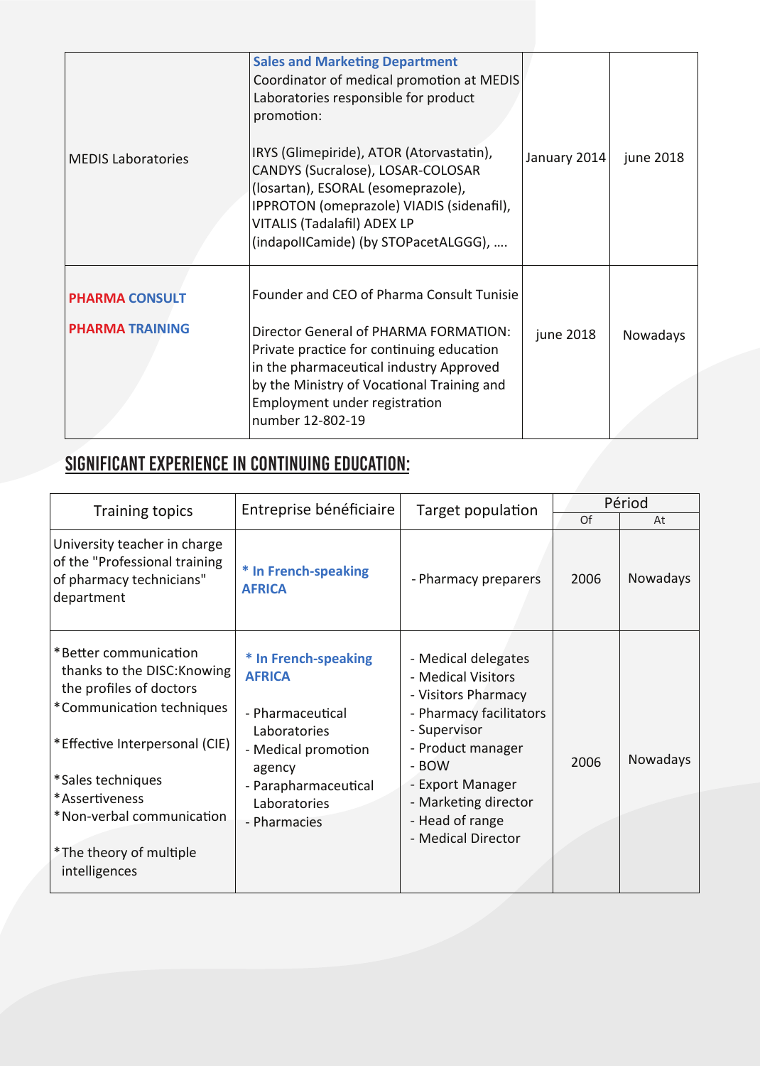| | | | |
|---|---|---|---|
| MEDIS Laboratories | **Sales and Marketing Department**<br>Coordinator of medical promotion at MEDIS Laboratories responsible for product promotion:<br><br>IRYS (Glimepiride), ATOR (Atorvastatin), CANDYS (Sucralose), LOSAR-COLOSAR (losartan), ESORAL (esomeprazole), IPPROTON (omeprazole) VIADIS (sidenafil), VITALIS (Tadalafil) ADEX LP (indapollCamide) (by STOPacetALGGG), …. | January 2014 | june 2018 |
| **PHARMA CONSULT**<br><br>**PHARMA TRAINING** | Founder and CEO of Pharma Consult Tunisie<br><br>Director General of PHARMA FORMATION: Private practice for continuing education in the pharmaceutical industry Approved by the Ministry of Vocational Training and Employment under registration number 12-802-19 | june 2018 | Nowadays |

## SIGNIFICANT EXPERIENCE IN CONTINUING EDUCATION:

| Training topics | Entreprise bénéficiaire | Target population | Périod | |
|---|---|---|---|---|
| | | | Of | At |
| University teacher in charge of the "Professional training of pharmacy technicians" department | **\* In French-speaking AFRICA** | - Pharmacy preparers | 2006 | Nowadays |
| *Better communication thanks to the DISC:Knowing the profiles of doctors<br>*Communication techniques<br><br>*Effective Interpersonal (CIE)<br><br>*Sales techniques<br>*Assertiveness<br>*Non-verbal communication<br><br>*The theory of multiple intelligences | **\* In French-speaking AFRICA**<br><br>- Pharmaceutical Laboratories<br>- Medical promotion agency<br>- Parapharmaceutical Laboratories<br>- Pharmacies | - Medical delegates<br>- Medical Visitors<br>- Visitors Pharmacy<br>- Pharmacy facilitators<br>- Supervisor<br>- Product manager<br>- BOW<br>- Export Manager<br>- Marketing director<br>- Head of range<br>- Medical Director | 2006 | Nowadays |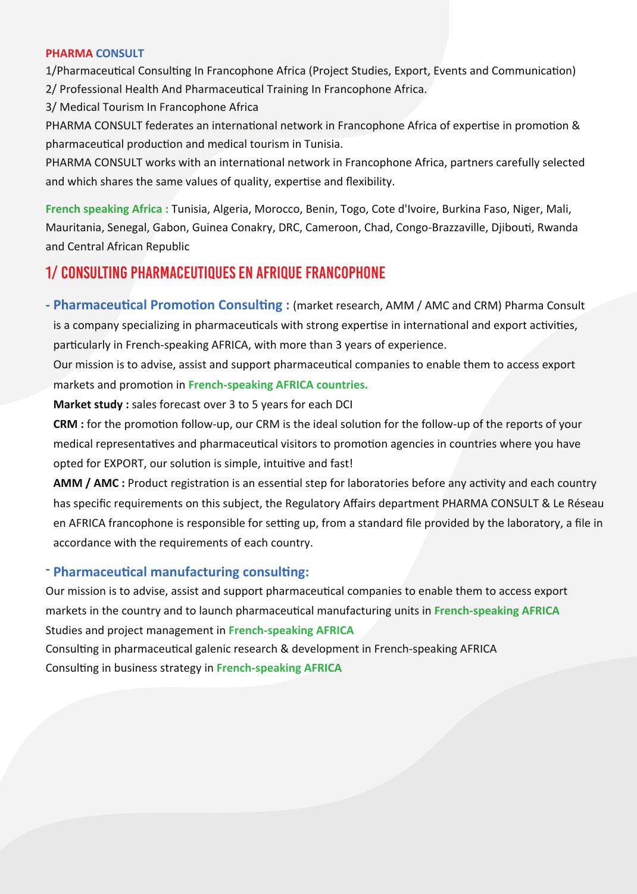**PHARMA CONSULT**

1/Pharmaceutical Consulting In Francophone Africa (Project Studies, Export, Events and Communication)

2/ Professional Health And Pharmaceutical Training In Francophone Africa.

3/ Medical Tourism In Francophone Africa

PHARMA CONSULT federates an international network in Francophone Africa of expertise in promotion & pharmaceutical production and medical tourism in Tunisia.

PHARMA CONSULT works with an international network in Francophone Africa, partners carefully selected and which shares the same values of quality, expertise and flexibility.

**French speaking Africa :** Tunisia, Algeria, Morocco, Benin, Togo, Cote d'Ivoire, Burkina Faso, Niger, Mali, Mauritania, Senegal, Gabon, Guinea Conakry, DRC, Cameroon, Chad, Congo-Brazzaville, Djibouti, Rwanda and Central African Republic

## 1/ CONSULTING PHARMACEUTIQUES EN AFRIQUE FRANCOPHONE

- **Pharmaceutical Promotion Consulting :** (market research, AMM / AMC and CRM) Pharma Consult is a company specializing in pharmaceuticals with strong expertise in international and export activities, particularly in French-speaking AFRICA, with more than 3 years of experience.

  Our mission is to advise, assist and support pharmaceutical companies to enable them to access export markets and promotion in **French-speaking AFRICA countries.**

  **Market study :** sales forecast over 3 to 5 years for each DCI

  **CRM :** for the promotion follow-up, our CRM is the ideal solution for the follow-up of the reports of your medical representatives and pharmaceutical visitors to promotion agencies in countries where you have opted for EXPORT, our solution is simple, intuitive and fast!

  **AMM / AMC :** Product registration is an essential step for laboratories before any activity and each country has specific requirements on this subject, the Regulatory Affairs department PHARMA CONSULT & Le Réseau en AFRICA francophone is responsible for setting up, from a standard file provided by the laboratory, a file in accordance with the requirements of each country.

- **Pharmaceutical manufacturing consulting:**

Our mission is to advise, assist and support pharmaceutical companies to enable them to access export markets in the country and to launch pharmaceutical manufacturing units in **French-speaking AFRICA**

Studies and project management in **French-speaking AFRICA**

Consulting in pharmaceutical galenic research & development in French-speaking AFRICA

Consulting in business strategy in **French-speaking AFRICA**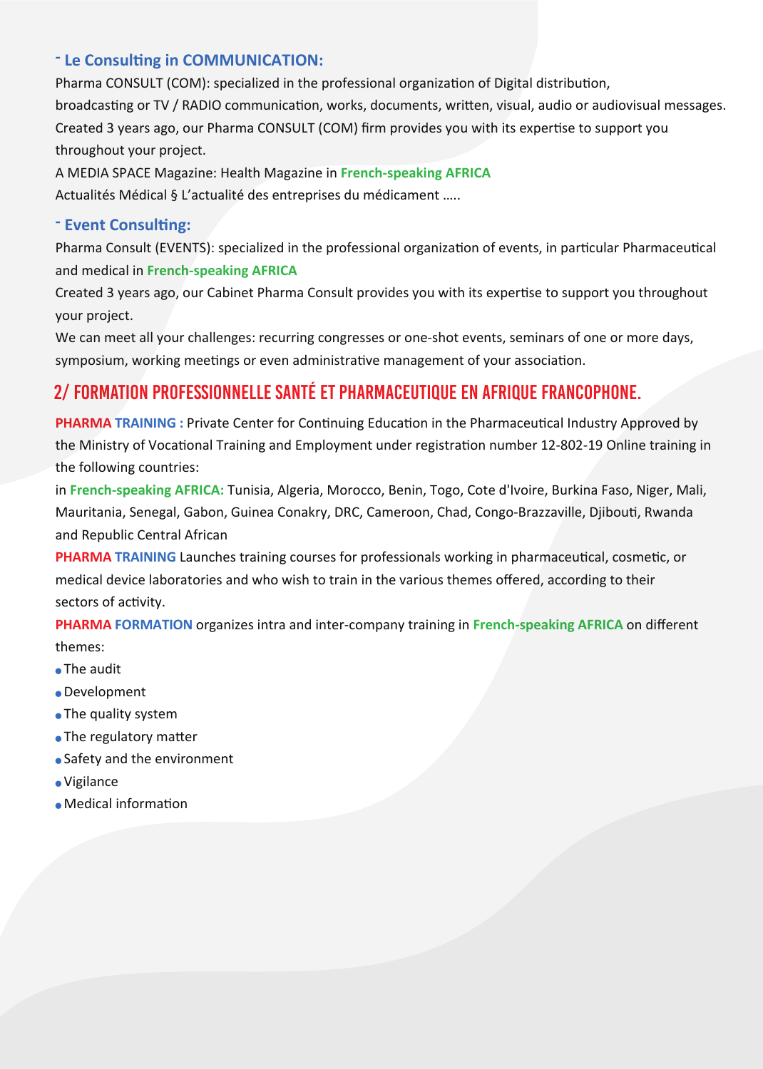### - Le Consulting in COMMUNICATION:

Pharma CONSULT (COM): specialized in the professional organization of Digital distribution, broadcasting or TV / RADIO communication, works, documents, written, visual, audio or audiovisual messages.
Created 3 years ago, our Pharma CONSULT (COM) firm provides you with its expertise to support you throughout your project.
A MEDIA SPACE Magazine: Health Magazine in **French-speaking AFRICA**
Actualités Médical § L'actualité des entreprises du médicament .....

### - Event Consulting:

Pharma Consult (EVENTS): specialized in the professional organization of events, in particular Pharmaceutical and medical in **French-speaking AFRICA**
Created 3 years ago, our Cabinet Pharma Consult provides you with its expertise to support you throughout your project.
We can meet all your challenges: recurring congresses or one-shot events, seminars of one or more days, symposium, working meetings or even administrative management of your association.

## 2/ FORMATION PROFESSIONNELLE SANTÉ ET PHARMACEUTIQUE EN AFRIQUE FRANCOPHONE.

**PHARMA TRAINING :** Private Center for Continuing Education in the Pharmaceutical Industry Approved by the Ministry of Vocational Training and Employment under registration number 12-802-19 Online training in the following countries:
in **French-speaking AFRICA:** Tunisia, Algeria, Morocco, Benin, Togo, Cote d'Ivoire, Burkina Faso, Niger, Mali, Mauritania, Senegal, Gabon, Guinea Conakry, DRC, Cameroon, Chad, Congo-Brazzaville, Djibouti, Rwanda and Republic Central African

**PHARMA TRAINING** Launches training courses for professionals working in pharmaceutical, cosmetic, or medical device laboratories and who wish to train in the various themes offered, according to their sectors of activity.

**PHARMA FORMATION** organizes intra and inter-company training in **French-speaking AFRICA** on different themes:

- The audit
- Development
- The quality system
- The regulatory matter
- Safety and the environment
- Vigilance
- Medical information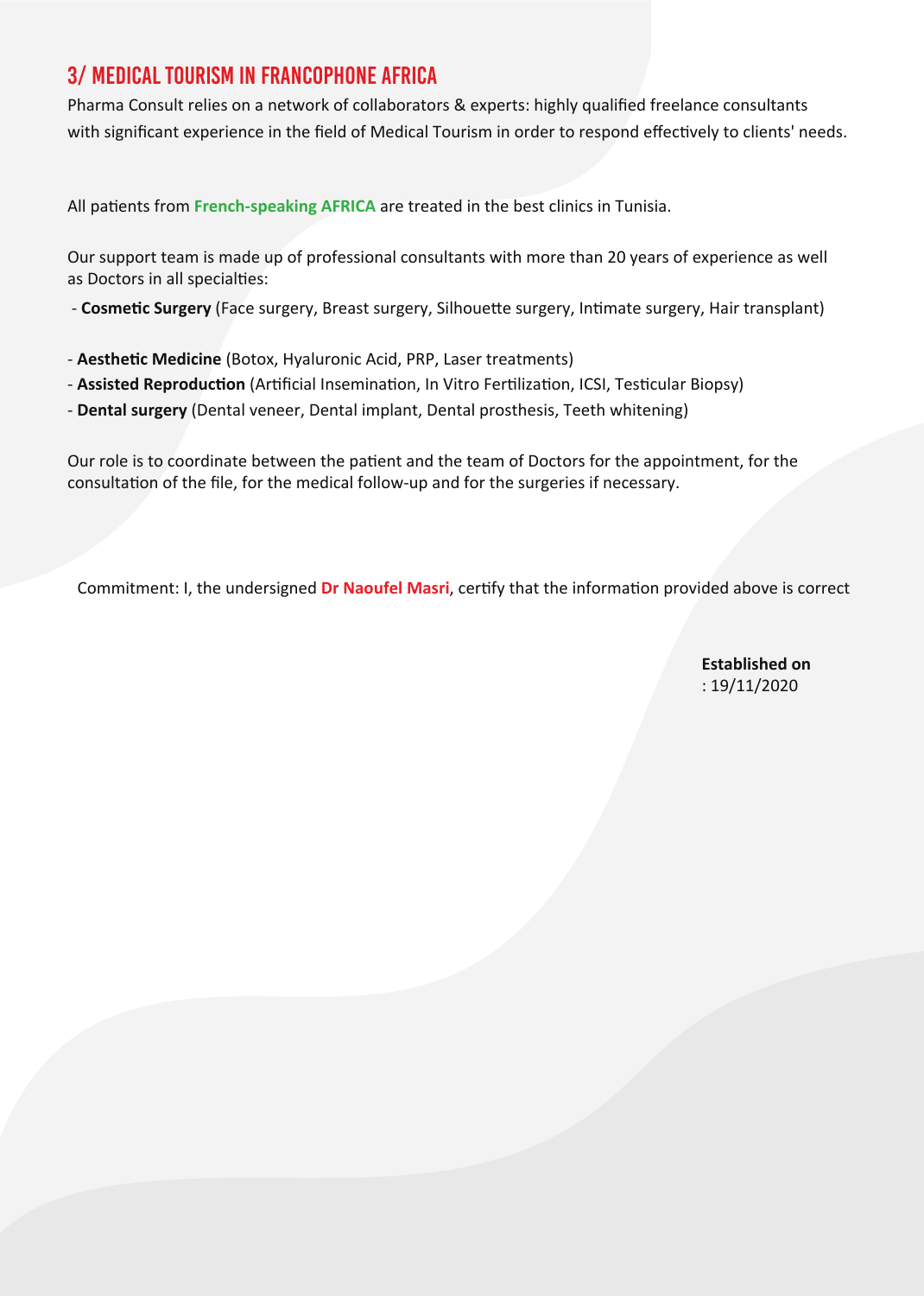## 3/ MEDICAL TOURISM IN FRANCOPHONE AFRICA

Pharma Consult relies on a network of collaborators & experts: highly qualified freelance consultants with significant experience in the field of Medical Tourism in order to respond effectively to clients' needs.

All patients from **French-speaking AFRICA** are treated in the best clinics in Tunisia.

Our support team is made up of professional consultants with more than 20 years of experience as well as Doctors in all specialties:

- **Cosmetic Surgery** (Face surgery, Breast surgery, Silhouette surgery, Intimate surgery, Hair transplant)
- **Aesthetic Medicine** (Botox, Hyaluronic Acid, PRP, Laser treatments)
- **Assisted Reproduction** (Artificial Insemination, In Vitro Fertilization, ICSI, Testicular Biopsy)
- **Dental surgery** (Dental veneer, Dental implant, Dental prosthesis, Teeth whitening)

Our role is to coordinate between the patient and the team of Doctors for the appointment, for the consultation of the file, for the medical follow-up and for the surgeries if necessary.

Commitment: I, the undersigned **Dr Naoufel Masri**, certify that the information provided above is correct

**Established on** : 19/11/2020